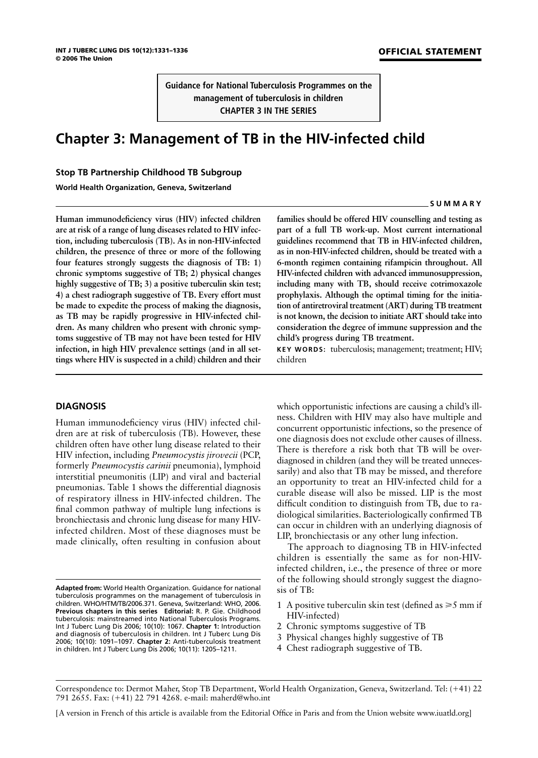**OFFICIAL STATEMENT**

**Guidance for National Tuberculosis Programmes on the management of tuberculosis in children**
**CHAPTER 3 IN THE SERIES**

# Chapter 3: Management of TB in the HIV-infected child

**Stop TB Partnership Childhood TB Subgroup**

**World Health Organization, Geneva, Switzerland**

## SUMMARY

**Human immunodeficiency virus (HIV) infected children are at risk of a range of lung diseases related to HIV infection, including tuberculosis (TB). As in non-HIV-infected children, the presence of three or more of the following four features strongly suggests the diagnosis of TB: 1) chronic symptoms suggestive of TB; 2) physical changes highly suggestive of TB; 3) a positive tuberculin skin test; 4) a chest radiograph suggestive of TB. Every effort must be made to expedite the process of making the diagnosis, as TB may be rapidly progressive in HIV-infected children. As many children who present with chronic symptoms suggestive of TB may not have been tested for HIV infection, in high HIV prevalence settings (and in all settings where HIV is suspected in a child) children and their families should be offered HIV counselling and testing as part of a full TB work-up. Most current international guidelines recommend that TB in HIV-infected children, as in non-HIV-infected children, should be treated with a 6-month regimen containing rifampicin throughout. All HIV-infected children with advanced immunosuppression, including many with TB, should receive cotrimoxazole prophylaxis. Although the optimal timing for the initiation of antiretroviral treatment (ART) during TB treatment is not known, the decision to initiate ART should take into consideration the degree of immune suppression and the child's progress during TB treatment.**

**KEY WORDS:** tuberculosis; management; treatment; HIV; children

## DIAGNOSIS

Human immunodeficiency virus (HIV) infected children are at risk of tuberculosis (TB). However, these children often have other lung disease related to their HIV infection, including *Pneumocystis jirovecii* (PCP, formerly *Pneumocystis carinii* pneumonia), lymphoid interstitial pneumonitis (LIP) and viral and bacterial pneumonias. Table 1 shows the differential diagnosis of respiratory illness in HIV-infected children. The final common pathway of multiple lung infections is bronchiectasis and chronic lung disease for many HIV-infected children. Most of these diagnoses must be made clinically, often resulting in confusion about which opportunistic infections are causing a child's illness. Children with HIV may also have multiple and concurrent opportunistic infections, so the presence of one diagnosis does not exclude other causes of illness. There is therefore a risk both that TB will be overdiagnosed in children (and they will be treated unnecessarily) and also that TB may be missed, and therefore an opportunity to treat an HIV-infected child for a curable disease will also be missed. LIP is the most difficult condition to distinguish from TB, due to radiological similarities. Bacteriologically confirmed TB can occur in children with an underlying diagnosis of LIP, bronchiectasis or any other lung infection.

The approach to diagnosing TB in HIV-infected children is essentially the same as for non-HIV-infected children, i.e., the presence of three or more of the following should strongly suggest the diagnosis of TB:

1. A positive tuberculin skin test (defined as $\geqslant 5$ mm if HIV-infected)
2. Chronic symptoms suggestive of TB
3. Physical changes highly suggestive of TB
4. Chest radiograph suggestive of TB.

---

**Adapted from:** World Health Organization. Guidance for national tuberculosis programmes on the management of tuberculosis in children. WHO/HTM/TB/2006.371. Geneva, Switzerland: WHO, 2006. **Previous chapters in this series Editorial:** R. P. Gie. Childhood tuberculosis: mainstreamed into National Tuberculosis Programs. Int J Tuberc Lung Dis 2006; 10(10): 1067. **Chapter 1:** Introduction and diagnosis of tuberculosis in children. Int J Tuberc Lung Dis 2006; 10(10): 1091–1097. **Chapter 2:** Anti-tuberculosis treatment in children. Int J Tuberc Lung Dis 2006; 10(11): 1205–1211.

Correspondence to: Dermot Maher, Stop TB Department, World Health Organization, Geneva, Switzerland. Tel: (+41) 22 791 2655. Fax: (+41) 22 791 4268. e-mail: maherd@who.int

[A version in French of this article is available from the Editorial Office in Paris and from the Union website www.iuatld.org]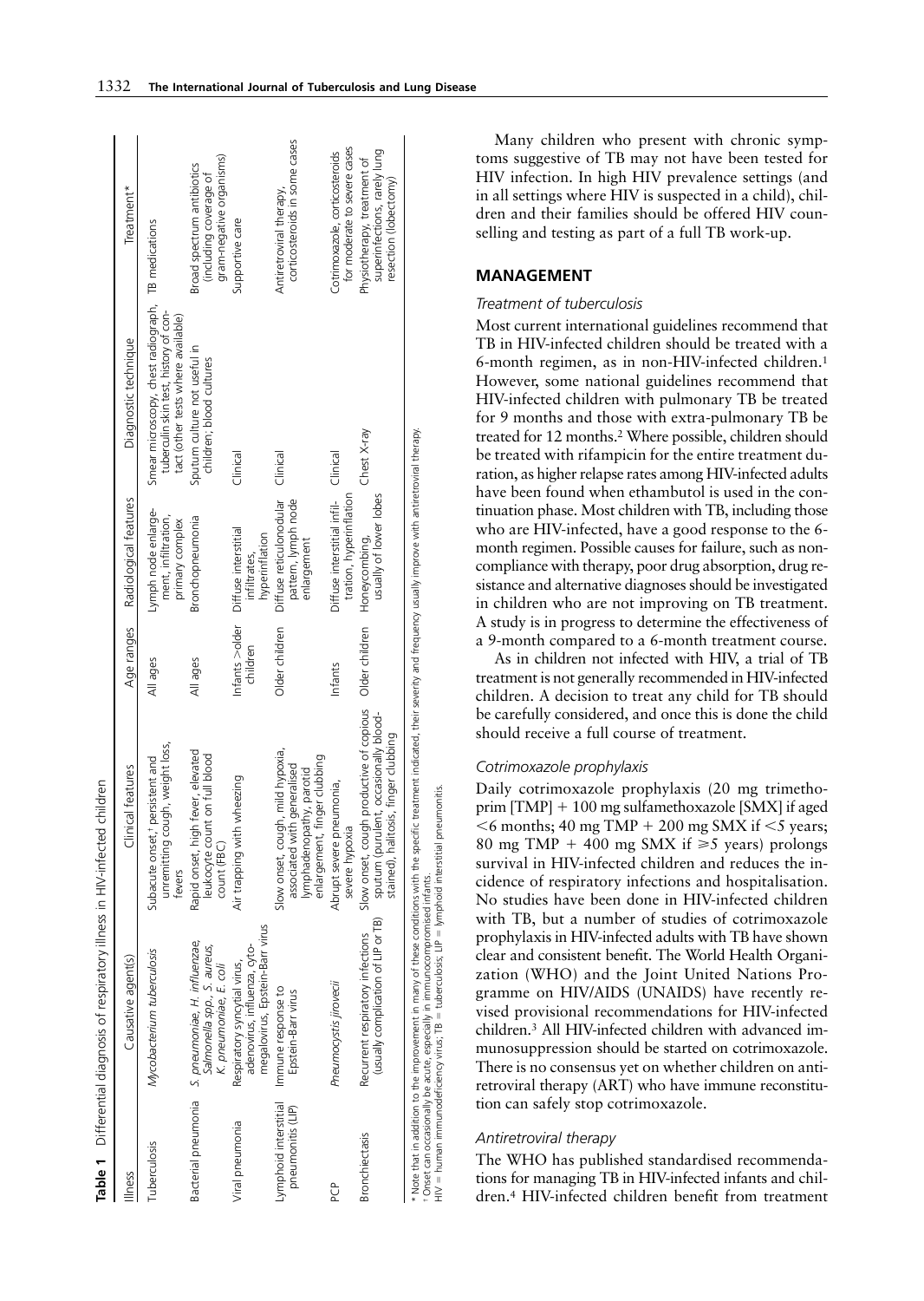**Table 1** Differential diagnosis of respiratory illness in HIV-infected children

| Illness | Causative agent(s) | Clinical features | Age ranges | Radiological features | Diagnostic technique | Treatment* |
|---|---|---|---|---|---|---|
| Tuberculosis | *Mycobacterium tuberculosis* | Subacute onset,[†] persistent and unremitting cough, weight loss, fevers | All ages | Lymph node enlargement, infiltration, primary complex | Smear microscopy, chest radiograph, tuberculin skin test, history of contact (other tests where available) | TB medications |
| Bacterial pneumonia | *S. pneumoniae, H. influenzae, Salmonella* spp., *S. aureus, K. pneumoniae, E. coli* | Rapid onset, high fever, elevated leukocyte count on full blood count (FBC) | All ages | Bronchopneumonia | Sputum culture not useful in children; blood cultures | Broad spectrum antibiotics (including coverage of gram-negative organisms) |
| Viral pneumonia | Respiratory syncytial virus, adenovirus, influenza, cytomegalovirus, Epstein-Barr virus | Air trapping with wheezing | Infants > older children | Diffuse interstitial infiltrates, hyperinflation | Clinical | Supportive care |
| Lymphoid interstitial pneumonitis (LIP) | Immune response to Epstein-Barr virus | Slow onset, cough, mild hypoxia, associated with generalised lymphadenopathy, parotid enlargement, finger clubbing | Older children | Diffuse reticulonodular pattern, lymph node enlargement | Clinical | Antiretroviral therapy, corticosteroids in some cases |
| PCP | *Pneumocystis jirovecii* | Abrupt severe pneumonia, severe hypoxia | Infants | Diffuse interstitial infiltration, hyperinflation | Clinical | Cotrimoxazole, corticosteroids for moderate to severe cases |
| Bronchiectasis | Recurrent respiratory infections (usually complication of LIP or TB) | Slow onset, cough productive of copious sputum (purulent, occasionally blood-stained), halitosis, finger clubbing | Older children | Honeycombing, usually of lower lobes | Chest X-ray | Physiotherapy, treatment of superinfections, rarely lung resection (lobectomy) |

\* Note that in addition to the improvement in many of these conditions with the specific treatment indicated, their severity and frequency usually improve with antiretroviral therapy.
[†] Onset can occasionally be acute, especially in immunocompromised infants.
HIV = human immunodeficiency virus; TB = tuberculosis; LIP = lymphoid interstitial pneumonitis.

Many children who present with chronic symptoms suggestive of TB may not have been tested for HIV infection. In high HIV prevalence settings (and in all settings where HIV is suspected in a child), children and their families should be offered HIV counselling and testing as part of a full TB work-up.

## MANAGEMENT

### *Treatment of tuberculosis*

Most current international guidelines recommend that TB in HIV-infected children should be treated with a 6-month regimen, as in non-HIV-infected children.[1] However, some national guidelines recommend that HIV-infected children with pulmonary TB be treated for 9 months and those with extra-pulmonary TB be treated for 12 months.[2] Where possible, children should be treated with rifampicin for the entire treatment duration, as higher relapse rates among HIV-infected adults have been found when ethambutol is used in the continuation phase. Most children with TB, including those who are HIV-infected, have a good response to the 6-month regimen. Possible causes for failure, such as noncompliance with therapy, poor drug absorption, drug resistance and alternative diagnoses should be investigated in children who are not improving on TB treatment. A study is in progress to determine the effectiveness of a 9-month compared to a 6-month treatment course.

As in children not infected with HIV, a trial of TB treatment is not generally recommended in HIV-infected children. A decision to treat any child for TB should be carefully considered, and once this is done the child should receive a full course of treatment.

### *Cotrimoxazole prophylaxis*

Daily cotrimoxazole prophylaxis (20 mg trimethoprim [TMP] + 100 mg sulfamethoxazole [SMX] if aged <6 months; 40 mg TMP + 200 mg SMX if <5 years; 80 mg TMP + 400 mg SMX if ⩾5 years) prolongs survival in HIV-infected children and reduces the incidence of respiratory infections and hospitalisation. No studies have been done in HIV-infected children with TB, but a number of studies of cotrimoxazole prophylaxis in HIV-infected adults with TB have shown clear and consistent benefit. The World Health Organization (WHO) and the Joint United Nations Programme on HIV/AIDS (UNAIDS) have recently revised provisional recommendations for HIV-infected children.[3] All HIV-infected children with advanced immunosuppression should be started on cotrimoxazole. There is no consensus yet on whether children on antiretroviral therapy (ART) who have immune reconstitution can safely stop cotrimoxazole.

### *Antiretroviral therapy*

The WHO has published standardised recommendations for managing TB in HIV-infected infants and children.[4] HIV-infected children benefit from treatment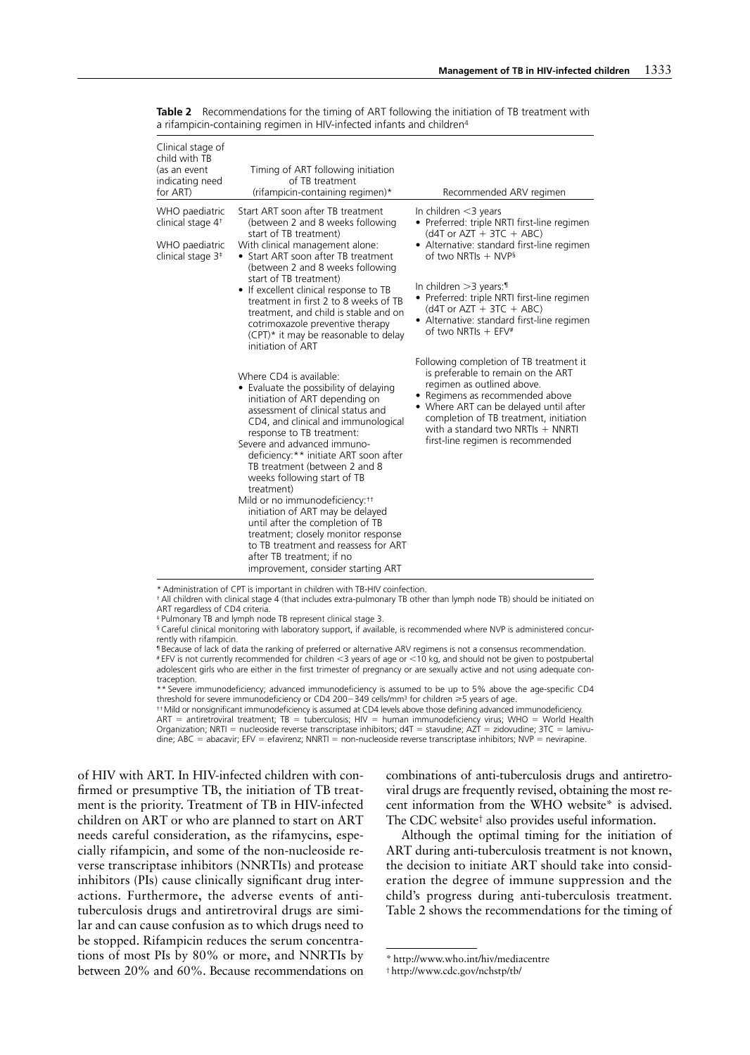**Table 2** Recommendations for the timing of ART following the initiation of TB treatment with a rifampicin-containing regimen in HIV-infected infants and children[4]

| Clinical stage of child with TB (as an event indicating need for ART) | Timing of ART following initiation of TB treatment (rifampicin-containing regimen)* | Recommended ARV regimen |
|---|---|---|
| WHO paediatric clinical stage 4[†] | Start ART soon after TB treatment (between 2 and 8 weeks following start of TB treatment) | In children <3 years<br>• Preferred: triple NRTI first-line regimen (d4T or AZT + 3TC + ABC)<br>• Alternative: standard first-line regimen of two NRTIs + NVP[§]<br><br>In children >3 years:[¶]<br>• Preferred: triple NRTI first-line regimen (d4T or AZT + 3TC + ABC)<br>• Alternative: standard first-line regimen of two NRTIs + EFV[#] |
| WHO paediatric clinical stage 3[‡] | With clinical management alone:<br>• Start ART soon after TB treatment (between 2 and 8 weeks following start of TB treatment)<br>• If excellent clinical response to TB treatment in first 2 to 8 weeks of TB treatment, and child is stable and on cotrimoxazole preventive therapy (CPT)* it may be reasonable to delay initiation of ART | |
| | Where CD4 is available:<br>• Evaluate the possibility of delaying initiation of ART depending on assessment of clinical status and CD4, and clinical and immunological response to TB treatment:<br>Severe and advanced immuno-deficiency:** initiate ART soon after TB treatment (between 2 and 8 weeks following start of TB treatment)<br>Mild or no immunodeficiency:[††] initiation of ART may be delayed until after the completion of TB treatment; closely monitor response to TB treatment and reassess for ART after TB treatment; if no improvement, consider starting ART | Following completion of TB treatment it is preferable to remain on the ART regimen as outlined above.<br>• Regimens as recommended above<br>• Where ART can be delayed until after completion of TB treatment, initiation with a standard two NRTIs + NNRTI first-line regimen is recommended |

\* Administration of CPT is important in children with TB-HIV coinfection.
[†] All children with clinical stage 4 (that includes extra-pulmonary TB other than lymph node TB) should be initiated on ART regardless of CD4 criteria.
[‡] Pulmonary TB and lymph node TB represent clinical stage 3.
[§] Careful clinical monitoring with laboratory support, if available, is recommended where NVP is administered concurrently with rifampicin.
[¶] Because of lack of data the ranking of preferred or alternative ARV regimens is not a consensus recommendation.
[#] EFV is not currently recommended for children <3 years of age or <10 kg, and should not be given to postpubertal adolescent girls who are either in the first trimester of pregnancy or are sexually active and not using adequate contraception.
\*\* Severe immunodeficiency; advanced immunodeficiency is assumed to be up to 5% above the age-specific CD4 threshold for severe immunodeficiency or CD4 200−349 cells/mm$^3$ for children ⩾5 years of age.
[††] Mild or nonsignificant immunodeficiency is assumed at CD4 levels above those defining advanced immunodeficiency.
ART = antiretroviral treatment; TB = tuberculosis; HIV = human immunodeficiency virus; WHO = World Health Organization; NRTI = nucleoside reverse transcriptase inhibitors; d4T = stavudine; AZT = zidovudine; 3TC = lamivudine; ABC = abacavir; EFV = efavirenz; NNRTI = non-nucleoside reverse transcriptase inhibitors; NVP = nevirapine.

of HIV with ART. In HIV-infected children with confirmed or presumptive TB, the initiation of TB treatment is the priority. Treatment of TB in HIV-infected children on ART or who are planned to start on ART needs careful consideration, as the rifamycins, especially rifampicin, and some of the non-nucleoside reverse transcriptase inhibitors (NNRTIs) and protease inhibitors (PIs) cause clinically significant drug interactions. Furthermore, the adverse events of anti-tuberculosis drugs and antiretroviral drugs are similar and can cause confusion as to which drugs need to be stopped. Rifampicin reduces the serum concentrations of most PIs by 80% or more, and NNRTIs by between 20% and 60%. Because recommendations on combinations of anti-tuberculosis drugs and antiretroviral drugs are frequently revised, obtaining the most recent information from the WHO website* is advised. The CDC website[†] also provides useful information.

Although the optimal timing for the initiation of ART during anti-tuberculosis treatment is not known, the decision to initiate ART should take into consideration the degree of immune suppression and the child's progress during anti-tuberculosis treatment. Table 2 shows the recommendations for the timing of

\* http://www.who.int/hiv/mediacentre
[†] http://www.cdc.gov/nchstp/tb/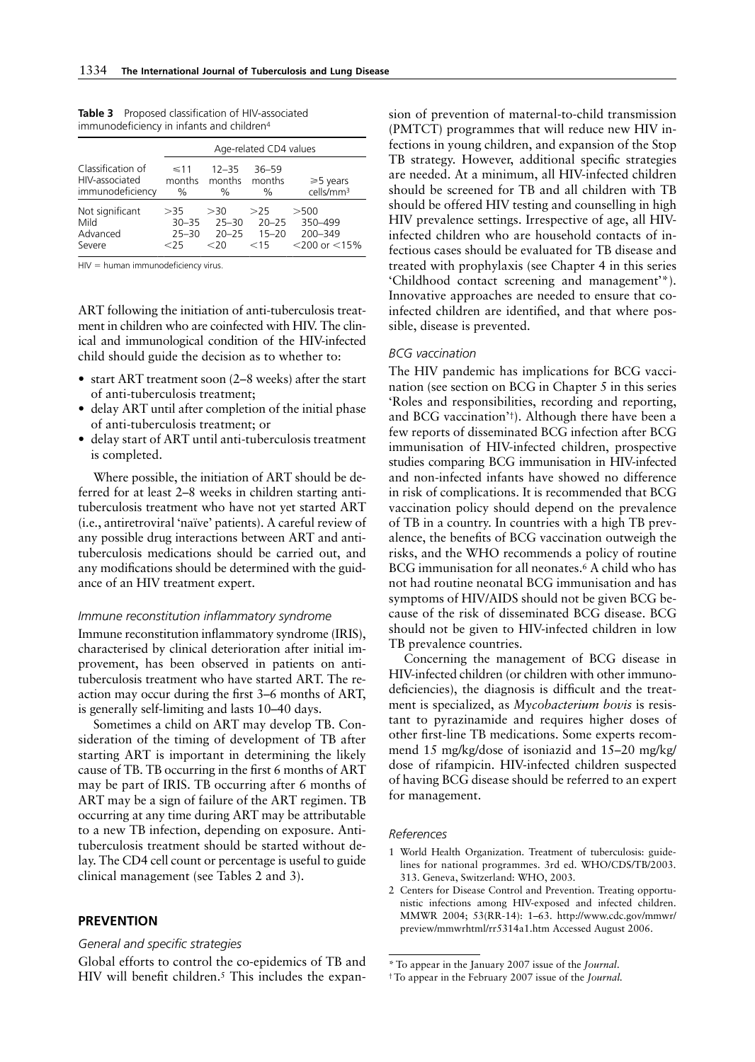**Table 3** Proposed classification of HIV-associated immunodeficiency in infants and children[4]

| Classification of HIV-associated immunodeficiency | Age-related CD4 values | | | |
|---|---|---|---|---|
| | ⩽11 months % | 12–35 months % | 36–59 months % | ⩾5 years cells/mm³ |
| Not significant | >35 | >30 | >25 | >500 |
| Mild | 30–35 | 25–30 | 20–25 | 350–499 |
| Advanced | 25–30 | 20–25 | 15–20 | 200–349 |
| Severe | <25 | <20 | <15 | <200 or <15% |

HIV = human immunodeficiency virus.

ART following the initiation of anti-tuberculosis treatment in children who are coinfected with HIV. The clinical and immunological condition of the HIV-infected child should guide the decision as to whether to:

- start ART treatment soon (2–8 weeks) after the start of anti-tuberculosis treatment;
- delay ART until after completion of the initial phase of anti-tuberculosis treatment; or
- delay start of ART until anti-tuberculosis treatment is completed.

Where possible, the initiation of ART should be deferred for at least 2–8 weeks in children starting anti-tuberculosis treatment who have not yet started ART (i.e., antiretroviral 'naïve' patients). A careful review of any possible drug interactions between ART and anti-tuberculosis medications should be carried out, and any modifications should be determined with the guidance of an HIV treatment expert.

*Immune reconstitution inflammatory syndrome*

Immune reconstitution inflammatory syndrome (IRIS), characterised by clinical deterioration after initial improvement, has been observed in patients on anti-tuberculosis treatment who have started ART. The reaction may occur during the first 3–6 months of ART, is generally self-limiting and lasts 10–40 days.

Sometimes a child on ART may develop TB. Consideration of the timing of development of TB after starting ART is important in determining the likely cause of TB. TB occurring in the first 6 months of ART may be part of IRIS. TB occurring after 6 months of ART may be a sign of failure of the ART regimen. TB occurring at any time during ART may be attributable to a new TB infection, depending on exposure. Anti-tuberculosis treatment should be started without delay. The CD4 cell count or percentage is useful to guide clinical management (see Tables 2 and 3).

## PREVENTION

*General and specific strategies*

Global efforts to control the co-epidemics of TB and HIV will benefit children.[5] This includes the expansion of prevention of maternal-to-child transmission (PMTCT) programmes that will reduce new HIV infections in young children, and expansion of the Stop TB strategy. However, additional specific strategies are needed. At a minimum, all HIV-infected children should be screened for TB and all children with TB should be offered HIV testing and counselling in high HIV prevalence settings. Irrespective of age, all HIV-infected children who are household contacts of infectious cases should be evaluated for TB disease and treated with prophylaxis (see Chapter 4 in this series 'Childhood contact screening and management'*). Innovative approaches are needed to ensure that co-infected children are identified, and that where possible, disease is prevented.

*BCG vaccination*

The HIV pandemic has implications for BCG vaccination (see section on BCG in Chapter 5 in this series 'Roles and responsibilities, recording and reporting, and BCG vaccination'†). Although there have been a few reports of disseminated BCG infection after BCG immunisation of HIV-infected children, prospective studies comparing BCG immunisation in HIV-infected and non-infected infants have showed no difference in risk of complications. It is recommended that BCG vaccination policy should depend on the prevalence of TB in a country. In countries with a high TB prevalence, the benefits of BCG vaccination outweigh the risks, and the WHO recommends a policy of routine BCG immunisation for all neonates.[6] A child who has not had routine neonatal BCG immunisation and has symptoms of HIV/AIDS should not be given BCG because of the risk of disseminated BCG disease. BCG should not be given to HIV-infected children in low TB prevalence countries.

Concerning the management of BCG disease in HIV-infected children (or children with other immunodeficiencies), the diagnosis is difficult and the treatment is specialized, as *Mycobacterium bovis* is resistant to pyrazinamide and requires higher doses of other first-line TB medications. Some experts recommend 15 mg/kg/dose of isoniazid and 15–20 mg/kg/dose of rifampicin. HIV-infected children suspected of having BCG disease should be referred to an expert for management.

*References*

1 World Health Organization. Treatment of tuberculosis: guidelines for national programmes. 3rd ed. WHO/CDS/TB/2003. 313. Geneva, Switzerland: WHO, 2003.

2 Centers for Disease Control and Prevention. Treating opportunistic infections among HIV-exposed and infected children. MMWR 2004; 53(RR-14): 1–63. http://www.cdc.gov/mmwr/preview/mmwrhtml/rr5314a1.htm Accessed August 2006.

---

* To appear in the January 2007 issue of the *Journal*.

† To appear in the February 2007 issue of the *Journal*.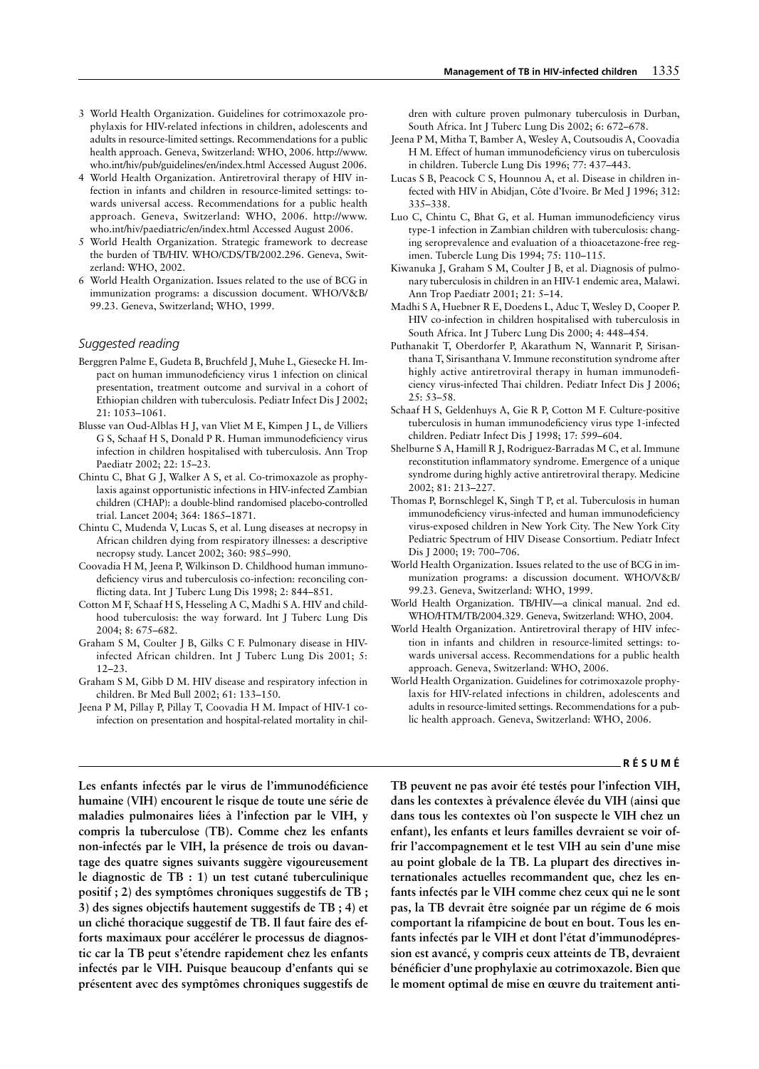3 World Health Organization. Guidelines for cotrimoxazole prophylaxis for HIV-related infections in children, adolescents and adults in resource-limited settings. Recommendations for a public health approach. Geneva, Switzerland: WHO, 2006. http://www.who.int/hiv/pub/guidelines/en/index.html Accessed August 2006.
4 World Health Organization. Antiretroviral therapy of HIV infection in infants and children in resource-limited settings: towards universal access. Recommendations for a public health approach. Geneva, Switzerland: WHO, 2006. http://www.who.int/hiv/paediatric/en/index.html Accessed August 2006.
5 World Health Organization. Strategic framework to decrease the burden of TB/HIV. WHO/CDS/TB/2002.296. Geneva, Switzerland: WHO, 2002.
6 World Health Organization. Issues related to the use of BCG in immunization programs: a discussion document. WHO/V&B/99.23. Geneva, Switzerland; WHO, 1999.

## *Suggested reading*

Berggren Palme E, Gudeta B, Bruchfeld J, Muhe L, Giesecke H. Impact on human immunodeficiency virus 1 infection on clinical presentation, treatment outcome and survival in a cohort of Ethiopian children with tuberculosis. Pediatr Infect Dis J 2002; 21: 1053–1061.

Blusse van Oud-Alblas H J, van Vliet M E, Kimpen J L, de Villiers G S, Schaaf H S, Donald P R. Human immunodeficiency virus infection in children hospitalised with tuberculosis. Ann Trop Paediatr 2002; 22: 15–23.

Chintu C, Bhat G J, Walker A S, et al. Co-trimoxazole as prophylaxis against opportunistic infections in HIV-infected Zambian children (CHAP): a double-blind randomised placebo-controlled trial. Lancet 2004; 364: 1865–1871.

Chintu C, Mudenda V, Lucas S, et al. Lung diseases at necropsy in African children dying from respiratory illnesses: a descriptive necropsy study. Lancet 2002; 360: 985–990.

Coovadia H M, Jeena P, Wilkinson D. Childhood human immunodeficiency virus and tuberculosis co-infection: reconciling conflicting data. Int J Tuberc Lung Dis 1998; 2: 844–851.

Cotton M F, Schaaf H S, Hesseling A C, Madhi S A. HIV and childhood tuberculosis: the way forward. Int J Tuberc Lung Dis 2004; 8: 675–682.

Graham S M, Coulter J B, Gilks C F. Pulmonary disease in HIV-infected African children. Int J Tuberc Lung Dis 2001; 5: 12–23.

Graham S M, Gibb D M. HIV disease and respiratory infection in children. Br Med Bull 2002; 61: 133–150.

Jeena P M, Pillay P, Pillay T, Coovadia H M. Impact of HIV-1 co-infection on presentation and hospital-related mortality in children with culture proven pulmonary tuberculosis in Durban, South Africa. Int J Tuberc Lung Dis 2002; 6: 672–678.

Jeena P M, Mitha T, Bamber A, Wesley A, Coutsoudis A, Coovadia H M. Effect of human immunodeficiency virus on tuberculosis in children. Tubercle Lung Dis 1996; 77: 437–443.

Lucas S B, Peacock C S, Hounnou A, et al. Disease in children infected with HIV in Abidjan, Côte d'Ivoire. Br Med J 1996; 312: 335–338.

Luo C, Chintu C, Bhat G, et al. Human immunodeficiency virus type-1 infection in Zambian children with tuberculosis: changing seroprevalence and evaluation of a thioacetazone-free regimen. Tubercle Lung Dis 1994; 75: 110–115.

Kiwanuka J, Graham S M, Coulter J B, et al. Diagnosis of pulmonary tuberculosis in children in an HIV-1 endemic area, Malawi. Ann Trop Paediatr 2001; 21: 5–14.

Madhi S A, Huebner R E, Doedens L, Aduc T, Wesley D, Cooper P. HIV co-infection in children hospitalised with tuberculosis in South Africa. Int J Tuberc Lung Dis 2000; 4: 448–454.

Puthanakit T, Oberdorfer P, Akarathum N, Wannarit P, Sirisanthana T, Sirisanthana V. Immune reconstitution syndrome after highly active antiretroviral therapy in human immunodeficiency virus-infected Thai children. Pediatr Infect Dis J 2006; 25: 53–58.

Schaaf H S, Geldenhuys A, Gie R P, Cotton M F. Culture-positive tuberculosis in human immunodeficiency virus type 1-infected children. Pediatr Infect Dis J 1998; 17: 599–604.

Shelburne S A, Hamill R J, Rodriguez-Barradas M C, et al. Immune reconstitution inflammatory syndrome. Emergence of a unique syndrome during highly active antiretroviral therapy. Medicine 2002; 81: 213–227.

Thomas P, Bornschlegel K, Singh T P, et al. Tuberculosis in human immunodeficiency virus-infected and human immunodeficiency virus-exposed children in New York City. The New York City Pediatric Spectrum of HIV Disease Consortium. Pediatr Infect Dis J 2000; 19: 700–706.

World Health Organization. Issues related to the use of BCG in immunization programs: a discussion document. WHO/V&B/99.23. Geneva, Switzerland: WHO, 1999.

World Health Organization. TB/HIV—a clinical manual. 2nd ed. WHO/HTM/TB/2004.329. Geneva, Switzerland: WHO, 2004.

World Health Organization. Antiretroviral therapy of HIV infection in infants and children in resource-limited settings: towards universal access. Recommendations for a public health approach. Geneva, Switzerland: WHO, 2006.

World Health Organization. Guidelines for cotrimoxazole prophylaxis for HIV-related infections in children, adolescents and adults in resource-limited settings. Recommendations for a public health approach. Geneva, Switzerland: WHO, 2006.

## RÉSUMÉ

**Les enfants infectés par le virus de l'immunodéficience humaine (VIH) encourent le risque de toute une série de maladies pulmonaires liées à l'infection par le VIH, y compris la tuberculose (TB). Comme chez les enfants non-infectés par le VIH, la présence de trois ou davantage des quatre signes suivants suggère vigoureusement le diagnostic de TB : 1) un test cutané tuberculinique positif ; 2) des symptômes chroniques suggestifs de TB ; 3) des signes objectifs hautement suggestifs de TB ; 4) et un cliché thoracique suggestif de TB. Il faut faire des efforts maximaux pour accélérer le processus de diagnostic car la TB peut s'étendre rapidement chez les enfants infectés par le VIH. Puisque beaucoup d'enfants qui se présentent avec des symptômes chroniques suggestifs de TB peuvent ne pas avoir été testés pour l'infection VIH, dans les contextes à prévalence élevée du VIH (ainsi que dans tous les contextes où l'on suspecte le VIH chez un enfant), les enfants et leurs familles devraient se voir offrir l'accompagnement et le test VIH au sein d'une mise au point globale de la TB. La plupart des directives internationales actuelles recommandent que, chez les enfants infectés par le VIH comme chez ceux qui ne le sont pas, la TB devrait être soignée par un régime de 6 mois comportant la rifampicine de bout en bout. Tous les enfants infectés par le VIH et dont l'état d'immunodépression est avancé, y compris ceux atteints de TB, devraient bénéficier d'une prophylaxie au cotrimoxazole. Bien que le moment optimal de mise en œuvre du traitement anti-**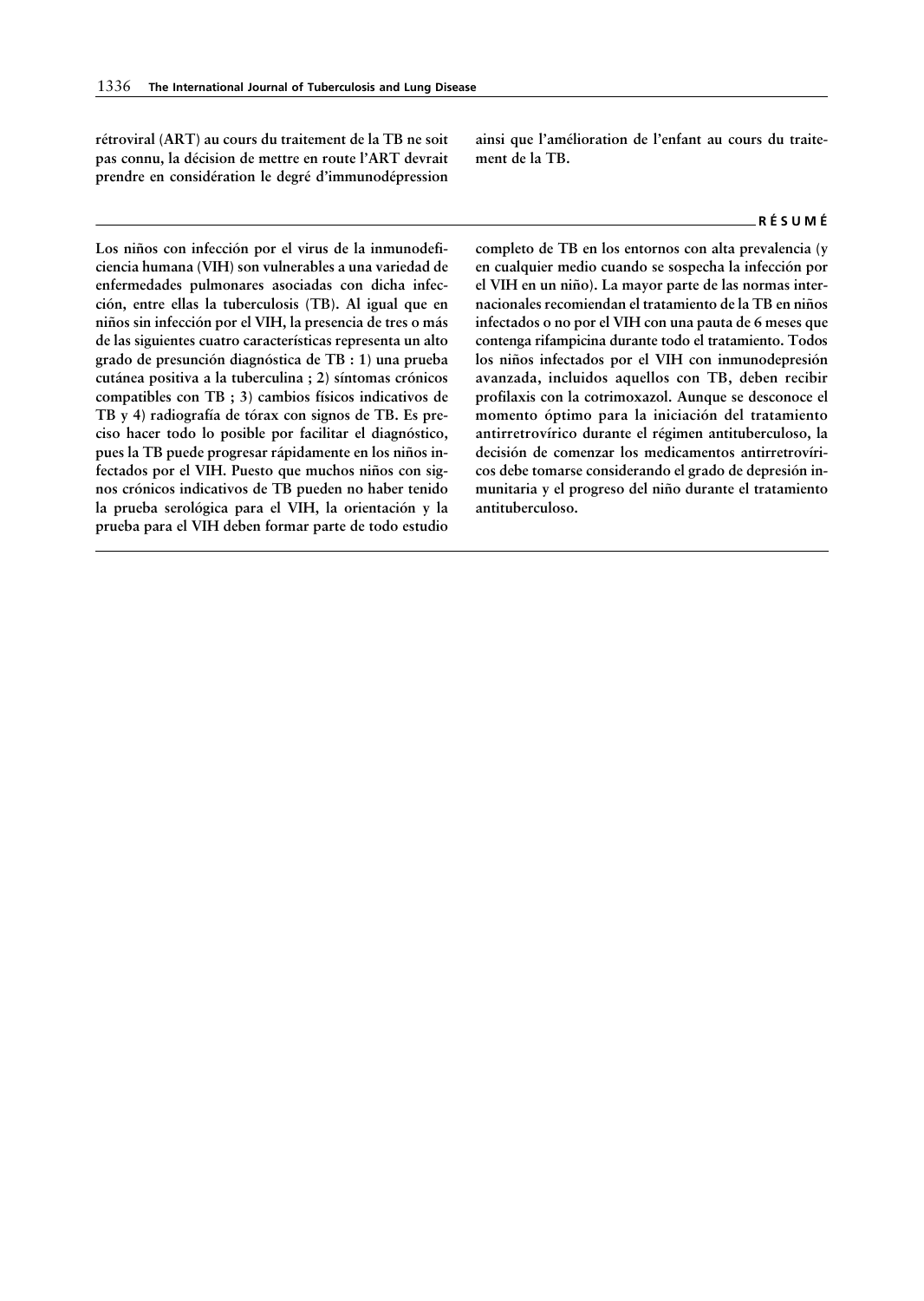rétroviral (ART) au cours du traitement de la TB ne soit pas connu, la décision de mettre en route l'ART devrait prendre en considération le degré d'immunodépression ainsi que l'amélioration de l'enfant au cours du traitement de la TB.

## RÉSUMÉ

Los niños con infección por el virus de la inmunodeficiencia humana (VIH) son vulnerables a una variedad de enfermedades pulmonares asociadas con dicha infección, entre ellas la tuberculosis (TB). Al igual que en niños sin infección por el VIH, la presencia de tres o más de las siguientes cuatro características representa un alto grado de presunción diagnóstica de TB : 1) una prueba cutánea positiva a la tuberculina ; 2) síntomas crónicos compatibles con TB ; 3) cambios físicos indicativos de TB y 4) radiografía de tórax con signos de TB. Es preciso hacer todo lo posible por facilitar el diagnóstico, pues la TB puede progresar rápidamente en los niños infectados por el VIH. Puesto que muchos niños con signos crónicos indicativos de TB pueden no haber tenido la prueba serológica para el VIH, la orientación y la prueba para el VIH deben formar parte de todo estudio completo de TB en los entornos con alta prevalencia (y en cualquier medio cuando se sospecha la infección por el VIH en un niño). La mayor parte de las normas internacionales recomiendan el tratamiento de la TB en niños infectados o no por el VIH con una pauta de 6 meses que contenga rifampicina durante todo el tratamiento. Todos los niños infectados por el VIH con inmunodepresión avanzada, incluidos aquellos con TB, deben recibir profilaxis con la cotrimoxazol. Aunque se desconoce el momento óptimo para la iniciación del tratamiento antirretrovírico durante el régimen antituberculoso, la decisión de comenzar los medicamentos antirretrovíricos debe tomarse considerando el grado de depresión inmunitaria y el progreso del niño durante el tratamiento antituberculoso.